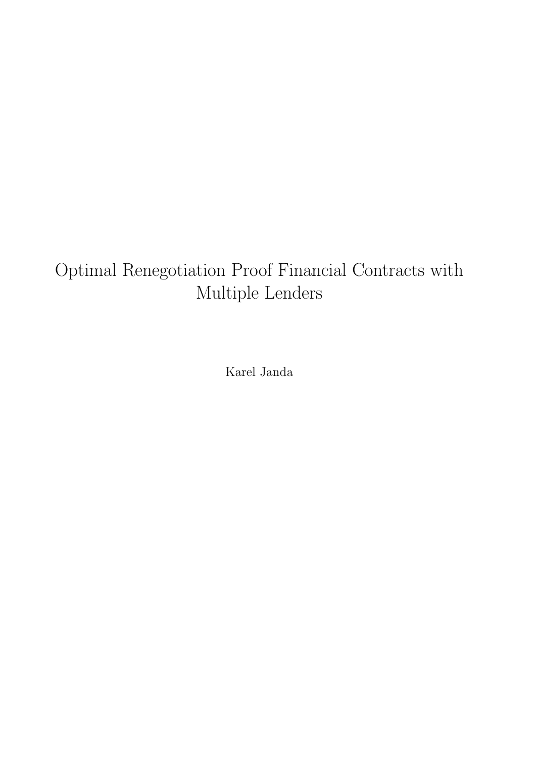# Optimal Renegotiation Proof Financial Contracts with Multiple Lenders

Karel Janda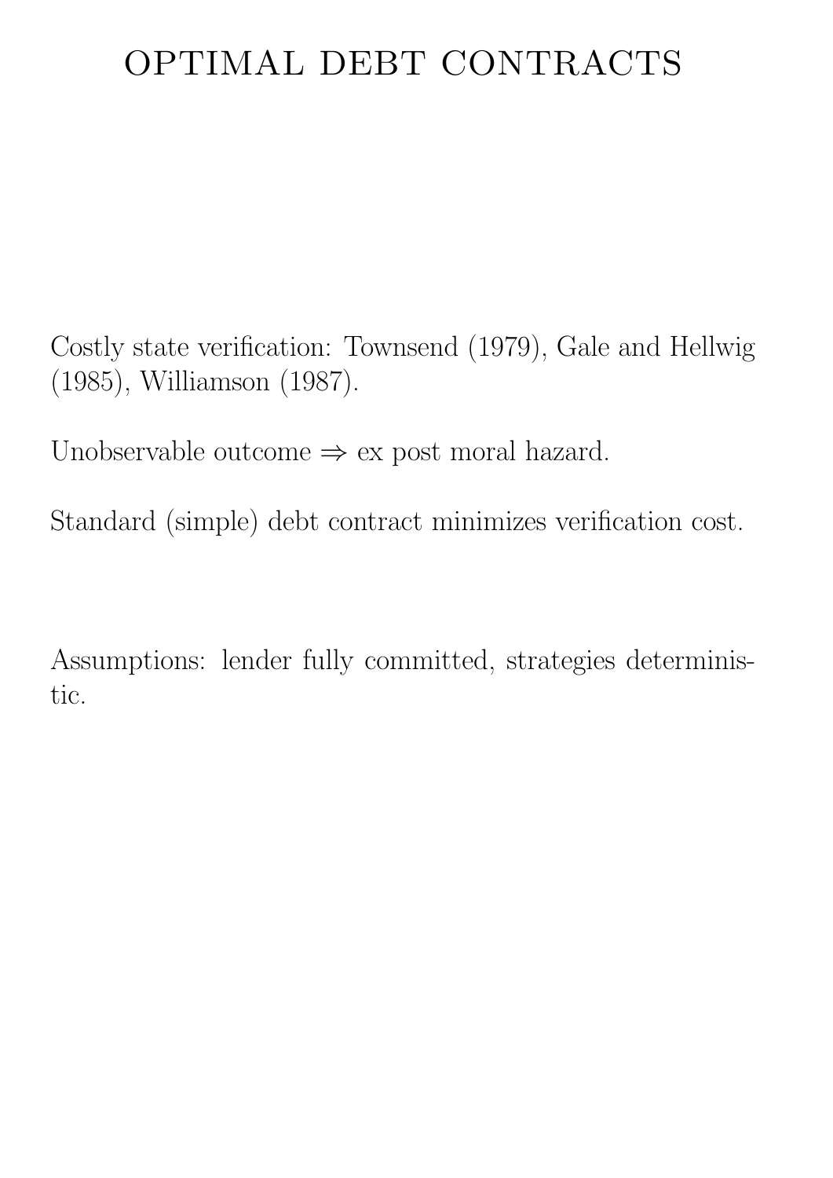# OPTIMAL DEBT CONTRACTS

Costly state verification: Townsend (1979), Gale and Hellwig (1985), Williamson (1987).

Unobservable outcome $\Rightarrow$ ex post moral hazard.

Standard (simple) debt contract minimizes verification cost.

Assumptions: lender fully committed, strategies deterministic.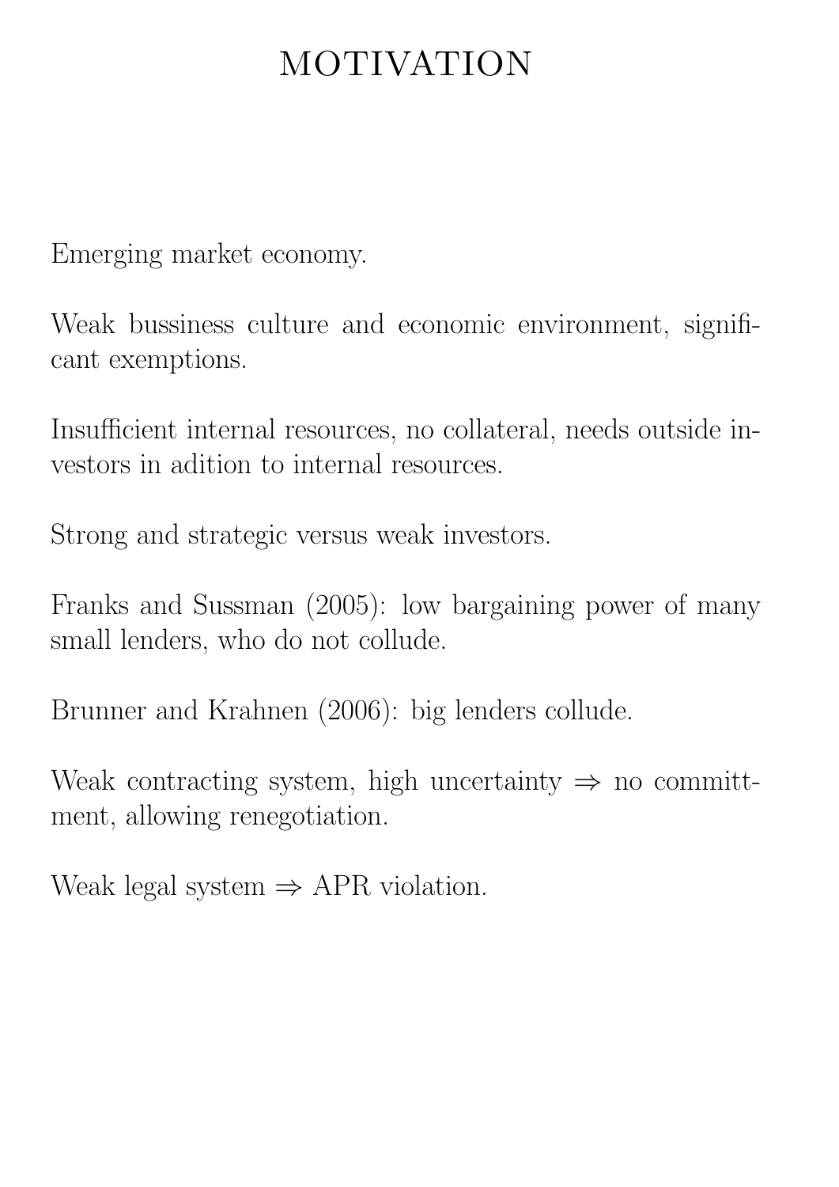# MOTIVATION

Emerging market economy.

Weak bussiness culture and economic environment, significant exemptions.

Insufficient internal resources, no collateral, needs outside investors in adition to internal resources.

Strong and strategic versus weak investors.

Franks and Sussman (2005): low bargaining power of many small lenders, who do not collude.

Brunner and Krahnen (2006): big lenders collude.

Weak contracting system, high uncertainty $\Rightarrow$ no committment, allowing renegotiation.

Weak legal system $\Rightarrow$ APR violation.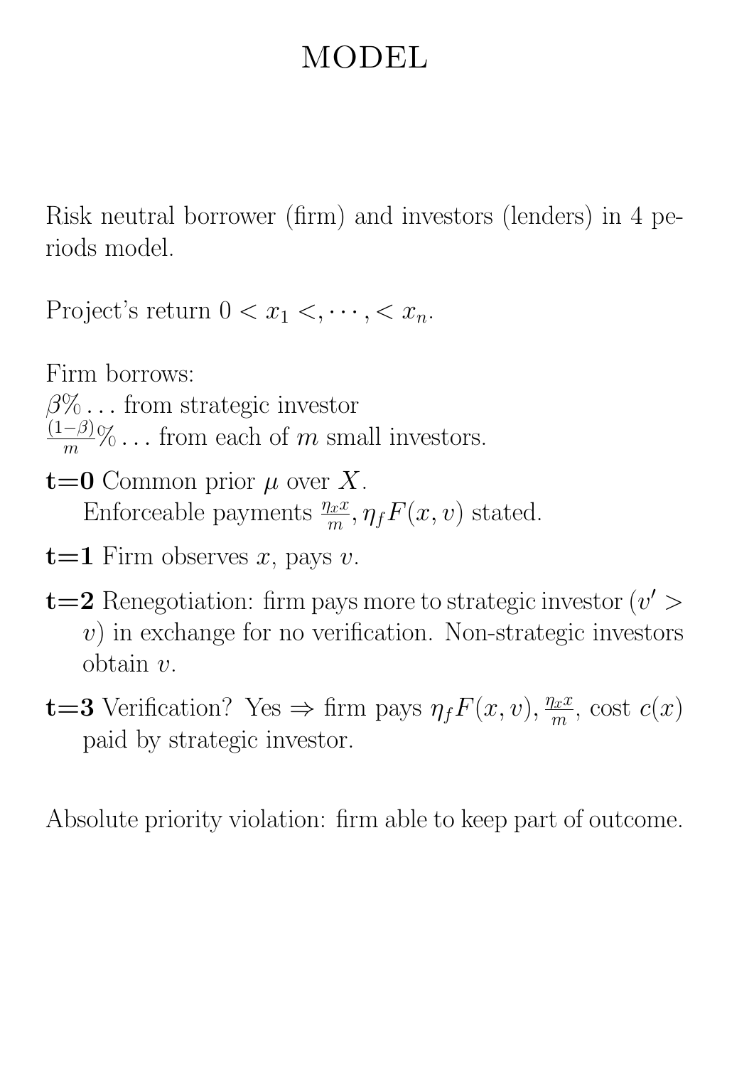# MODEL

Risk neutral borrower (firm) and investors (lenders) in 4 periods model.

Project's return $0 < x_1 <, \cdots, < x_n$.

Firm borrows:
$\beta\%$ … from strategic investor
$\frac{(1-\beta)}{m}\%$ … from each of $m$ small investors.

- **t=0** Common prior $\mu$ over $X$.
  Enforceable payments $\frac{\eta_x x}{m}, \eta_f F(x,v)$ stated.
- **t=1** Firm observes $x$, pays $v$.
- **t=2** Renegotiation: firm pays more to strategic investor ($v' > v$) in exchange for no verification. Non-strategic investors obtain $v$.
- **t=3** Verification? Yes $\Rightarrow$ firm pays $\eta_f F(x,v), \frac{\eta_x x}{m}$, cost $c(x)$ paid by strategic investor.

Absolute priority violation: firm able to keep part of outcome.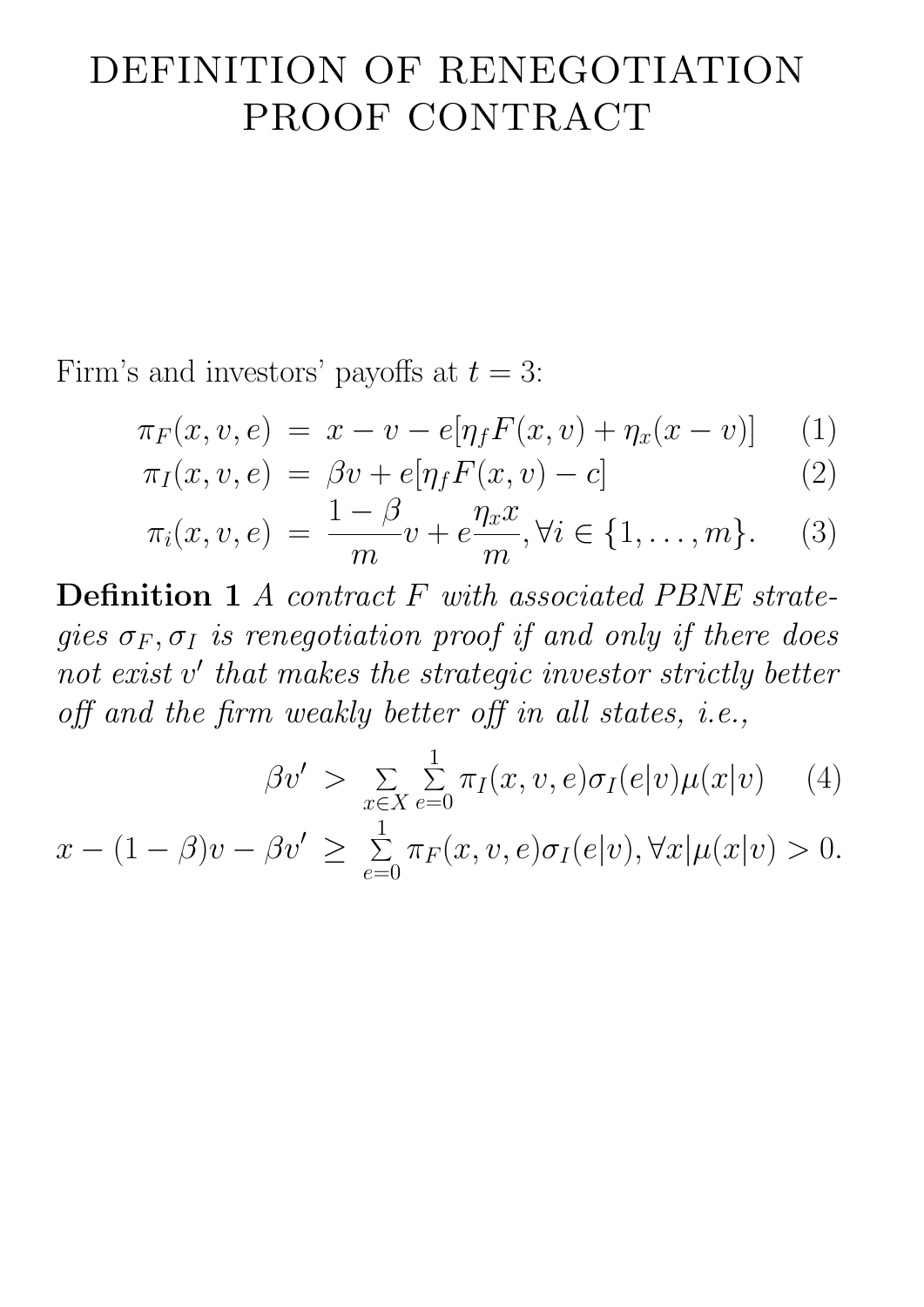# DEFINITION OF RENEGOTIATION PROOF CONTRACT

Firm's and investors' payoffs at $t = 3$:

$$
\begin{aligned}
\pi_F(x, v, e) &= x - v - e[\eta_f F(x, v) + \eta_x (x - v)] \quad (1) \\
\pi_I(x, v, e) &= \beta v + e[\eta_f F(x, v) - c] \quad (2) \\
\pi_i(x, v, e) &= \frac{1-\beta}{m} v + e\frac{\eta_x x}{m}, \forall i \in \{1, \ldots, m\}. \quad (3)
\end{aligned}
$$

**Definition 1** *A contract $F$ with associated PBNE strategies $\sigma_F, \sigma_I$ is renegotiation proof if and only if there does not exist $v'$ that makes the strategic investor strictly better off and the firm weakly better off in all states, i.e.,*

$$
\begin{aligned}
\beta v' &> \sum_{x \in X} \sum_{e=0}^{1} \pi_I(x, v, e) \sigma_I(e|v) \mu(x|v) \quad (4) \\
x - (1-\beta)v - \beta v' &\geq \sum_{e=0}^{1} \pi_F(x, v, e) \sigma_I(e|v), \forall x | \mu(x|v) > 0.
\end{aligned}
$$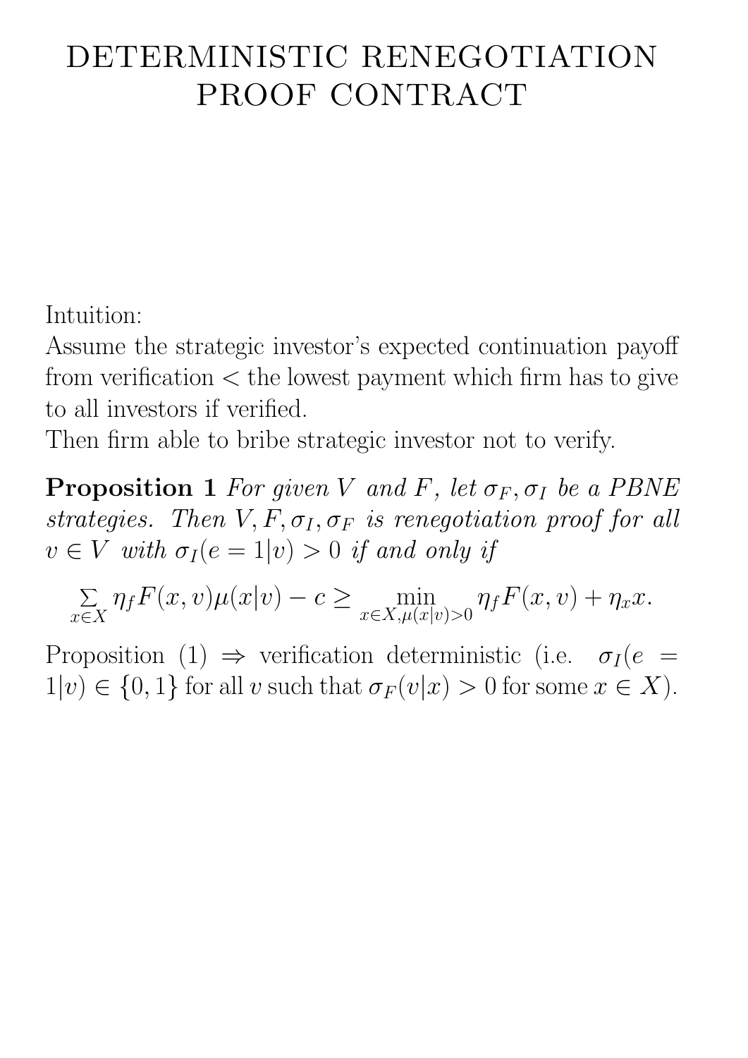# DETERMINISTIC RENEGOTIATION PROOF CONTRACT

Intuition:
Assume the strategic investor's expected continuation payoff from verification < the lowest payment which firm has to give to all investors if verified.
Then firm able to bribe strategic investor not to verify.

**Proposition 1** *For given $V$ and $F$, let $\sigma_F, \sigma_I$ be a PBNE strategies. Then $V, F, \sigma_I, \sigma_F$ is renegotiation proof for all $v \in V$ with $\sigma_I(e = 1|v) > 0$ if and only if*

$$\sum_{x \in X} \eta_f F(x, v)\mu(x|v) - c \geq \min_{x \in X, \mu(x|v) > 0} \eta_f F(x, v) + \eta_x x.$$

Proposition (1) $\Rightarrow$ verification deterministic (i.e. $\sigma_I(e = 1|v) \in \{0, 1\}$ for all $v$ such that $\sigma_F(v|x) > 0$ for some $x \in X$).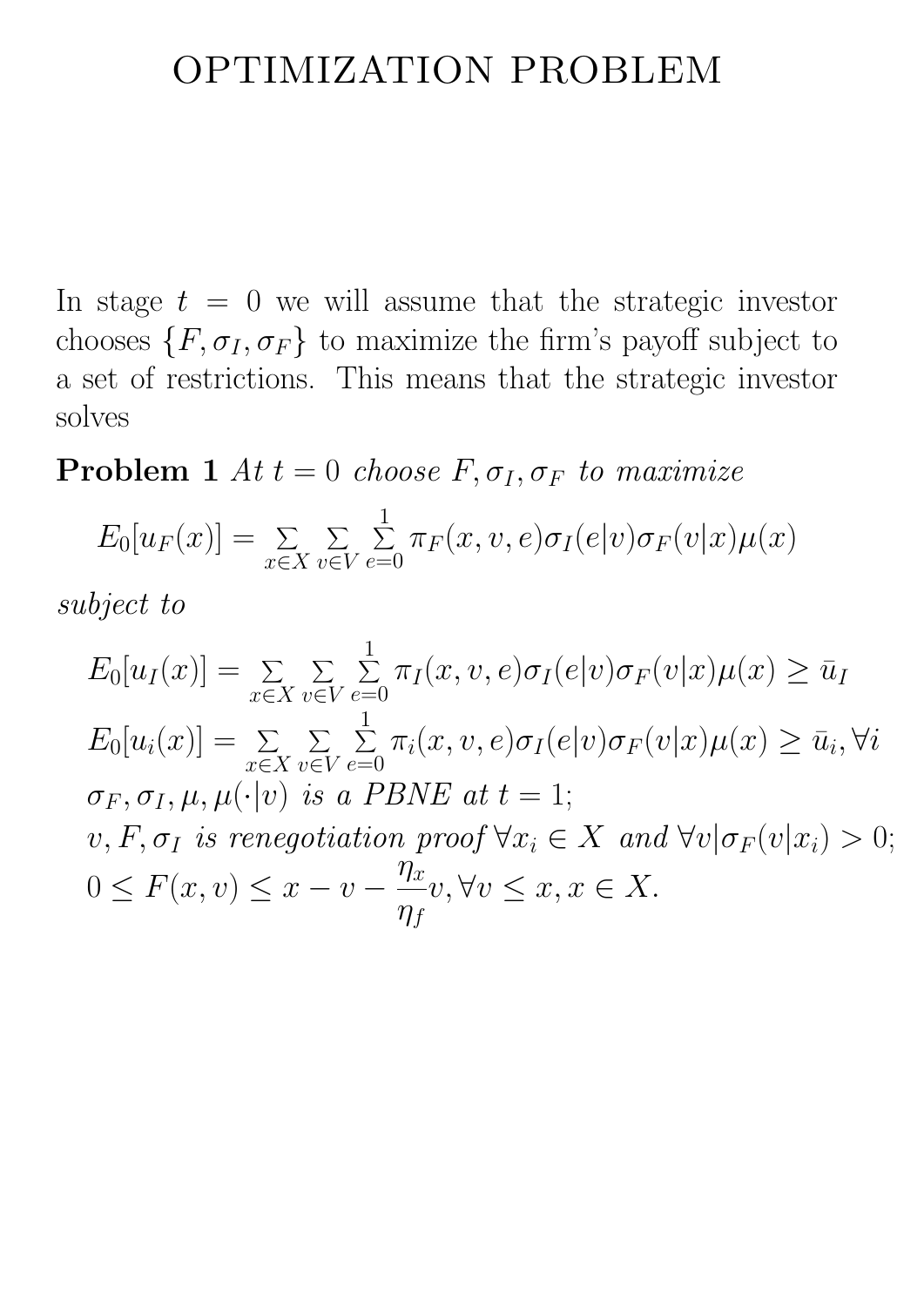# OPTIMIZATION PROBLEM

In stage $t = 0$ we will assume that the strategic investor chooses $\{F, \sigma_I, \sigma_F\}$ to maximize the firm's payoff subject to a set of restrictions. This means that the strategic investor solves

**Problem 1** *At $t = 0$ choose $F, \sigma_I, \sigma_F$ to maximize*

$$E_0[u_F(x)] = \sum_{x \in X} \sum_{v \in V} \sum_{e=0}^{1} \pi_F(x, v, e)\sigma_I(e|v)\sigma_F(v|x)\mu(x)$$

*subject to*

$$E_0[u_I(x)] = \sum_{x \in X} \sum_{v \in V} \sum_{e=0}^{1} \pi_I(x, v, e)\sigma_I(e|v)\sigma_F(v|x)\mu(x) \geq \bar{u}_I$$

$$E_0[u_i(x)] = \sum_{x \in X} \sum_{v \in V} \sum_{e=0}^{1} \pi_i(x, v, e)\sigma_I(e|v)\sigma_F(v|x)\mu(x) \geq \bar{u}_i, \forall i$$

*$\sigma_F, \sigma_I, \mu, \mu(\cdot|v)$ is a PBNE at $t = 1$;*

*$v, F, \sigma_I$ is renegotiation proof $\forall x_i \in X$ and $\forall v|\sigma_F(v|x_i) > 0$;*

$$0 \leq F(x, v) \leq x - v - \frac{\eta_x}{\eta_f}v, \forall v \leq x, x \in X.$$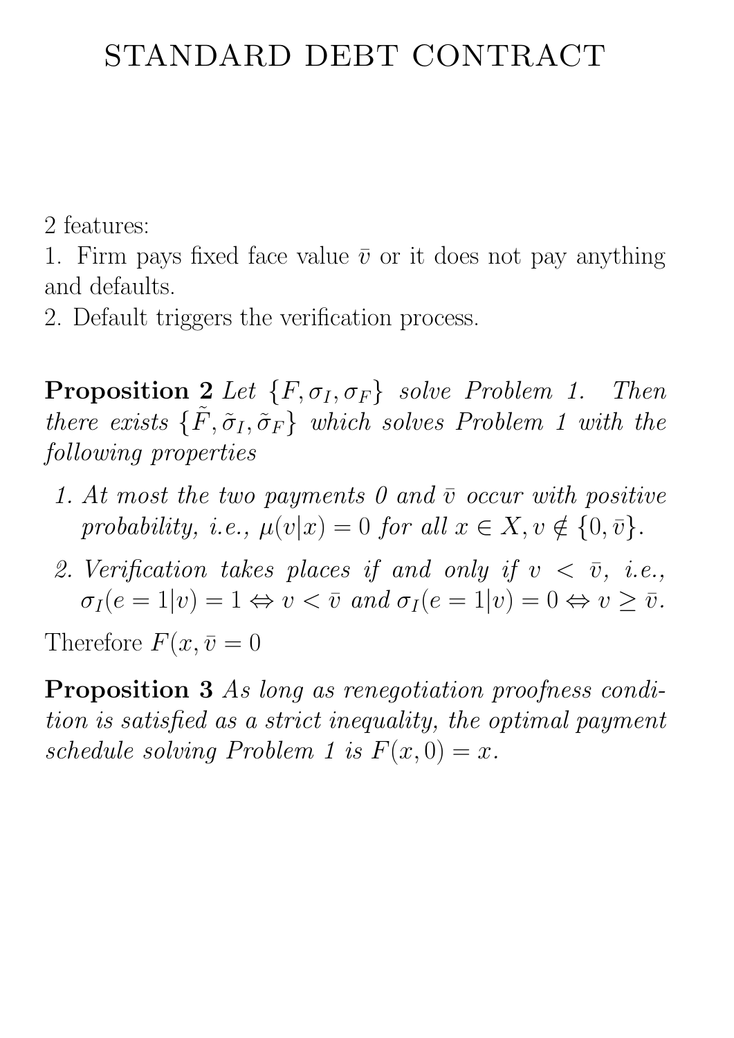# STANDARD DEBT CONTRACT

2 features:
1. Firm pays fixed face value $\bar{v}$ or it does not pay anything and defaults.
2. Default triggers the verification process.

**Proposition 2** *Let $\{F, \sigma_I, \sigma_F\}$ solve Problem 1. Then there exists $\{\tilde{F}, \tilde{\sigma}_I, \tilde{\sigma}_F\}$ which solves Problem 1 with the following properties*

1. *At most the two payments 0 and $\bar{v}$ occur with positive probability, i.e., $\mu(v|x) = 0$ for all $x \in X, v \notin \{0, \bar{v}\}$.*
2. *Verification takes places if and only if $v < \bar{v}$, i.e., $\sigma_I(e = 1|v) = 1 \Leftrightarrow v < \bar{v}$ and $\sigma_I(e = 1|v) = 0 \Leftrightarrow v \geq \bar{v}$.*

Therefore $F(x, \bar{v} = 0$

**Proposition 3** *As long as renegotiation proofness condition is satisfied as a strict inequality, the optimal payment schedule solving Problem 1 is $F(x, 0) = x$.*